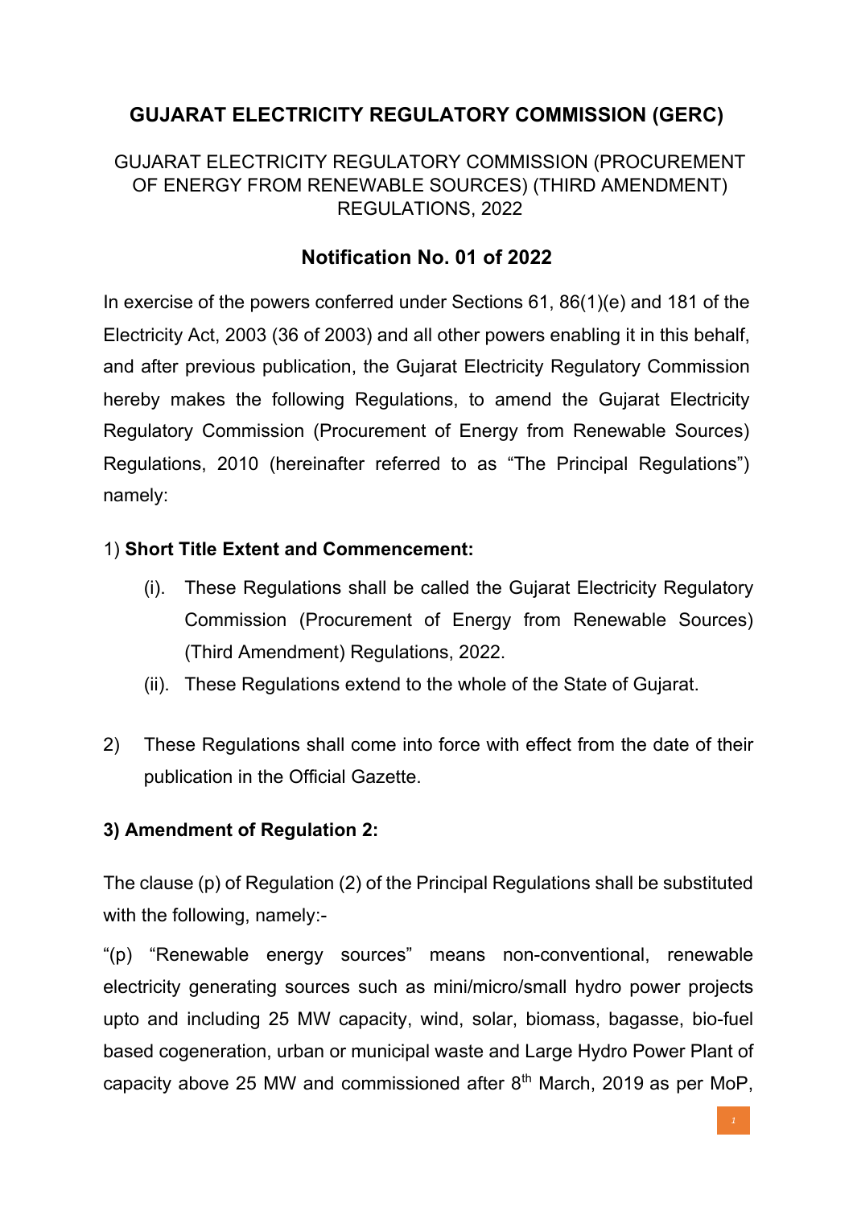# GUJARAT ELECTRICITY REGULATORY COMMISSION (GERC)

GUJARAT ELECTRICITY REGULATORY COMMISSION (PROCUREMENT OF ENERGY FROM RENEWABLE SOURCES) (THIRD AMENDMENT) REGULATIONS, 2022

## Notification No. 01 of 2022

In exercise of the powers conferred under Sections 61, 86(1)(e) and 181 of the Electricity Act, 2003 (36 of 2003) and all other powers enabling it in this behalf, and after previous publication, the Gujarat Electricity Regulatory Commission hereby makes the following Regulations, to amend the Gujarat Electricity Regulatory Commission (Procurement of Energy from Renewable Sources) Regulations, 2010 (hereinafter referred to as "The Principal Regulations") namely:

1) **Short Title Extent and Commencement:**

(i). These Regulations shall be called the Gujarat Electricity Regulatory Commission (Procurement of Energy from Renewable Sources) (Third Amendment) Regulations, 2022.

(ii). These Regulations extend to the whole of the State of Gujarat.

2) These Regulations shall come into force with effect from the date of their publication in the Official Gazette.

**3) Amendment of Regulation 2:**

The clause (p) of Regulation (2) of the Principal Regulations shall be substituted with the following, namely:-

"(p) "Renewable energy sources" means non-conventional, renewable electricity generating sources such as mini/micro/small hydro power projects upto and including 25 MW capacity, wind, solar, biomass, bagasse, bio-fuel based cogeneration, urban or municipal waste and Large Hydro Power Plant of capacity above 25 MW and commissioned after 8th March, 2019 as per MoP,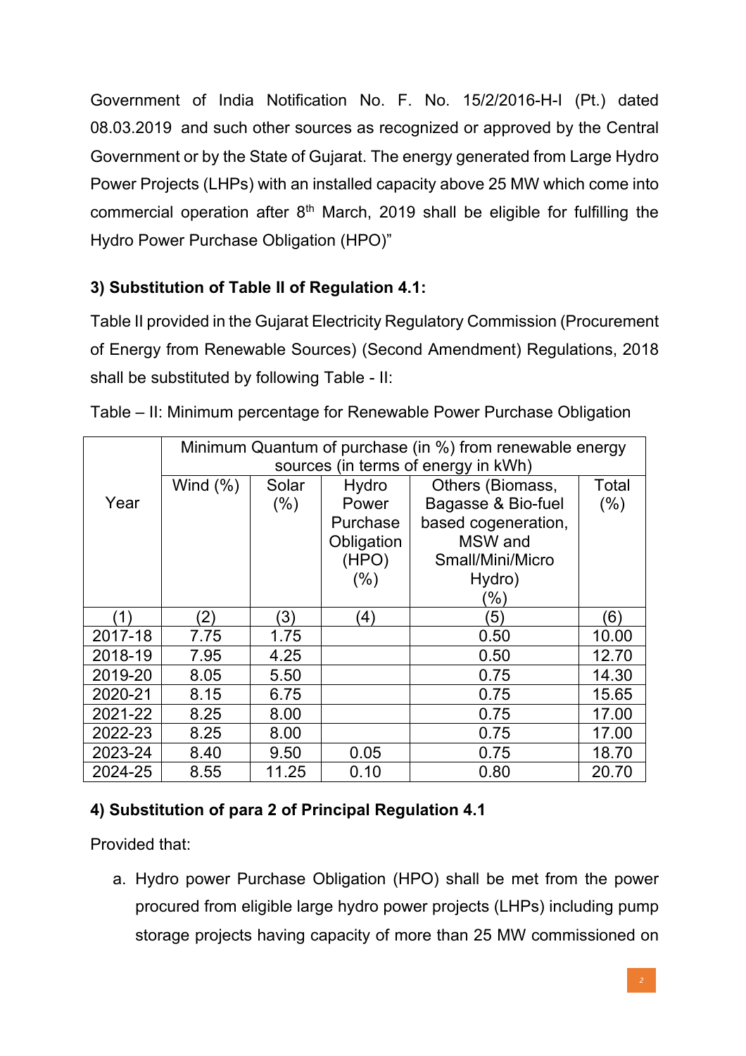Government of India Notification No. F. No. 15/2/2016-H-I (Pt.) dated 08.03.2019 and such other sources as recognized or approved by the Central Government or by the State of Gujarat. The energy generated from Large Hydro Power Projects (LHPs) with an installed capacity above 25 MW which come into commercial operation after 8th March, 2019 shall be eligible for fulfilling the Hydro Power Purchase Obligation (HPO)"

**3) Substitution of Table II of Regulation 4.1:**

Table II provided in the Gujarat Electricity Regulatory Commission (Procurement of Energy from Renewable Sources) (Second Amendment) Regulations, 2018 shall be substituted by following Table - II:

Table – II: Minimum percentage for Renewable Power Purchase Obligation

| Year | Minimum Quantum of purchase (in %) from renewable energy sources (in terms of energy in kWh) | | | | |
|---|---|---|---|---|---|
| | Wind (%) | Solar (%) | Hydro Power Purchase Obligation (HPO) (%) | Others (Biomass, Bagasse & Bio-fuel based cogeneration, MSW and Small/Mini/Micro Hydro) (%) | Total (%) |
| (1) | (2) | (3) | (4) | (5) | (6) |
| 2017-18 | 7.75 | 1.75 | | 0.50 | 10.00 |
| 2018-19 | 7.95 | 4.25 | | 0.50 | 12.70 |
| 2019-20 | 8.05 | 5.50 | | 0.75 | 14.30 |
| 2020-21 | 8.15 | 6.75 | | 0.75 | 15.65 |
| 2021-22 | 8.25 | 8.00 | | 0.75 | 17.00 |
| 2022-23 | 8.25 | 8.00 | | 0.75 | 17.00 |
| 2023-24 | 8.40 | 9.50 | 0.05 | 0.75 | 18.70 |
| 2024-25 | 8.55 | 11.25 | 0.10 | 0.80 | 20.70 |

**4) Substitution of para 2 of Principal Regulation 4.1**

Provided that:

a. Hydro power Purchase Obligation (HPO) shall be met from the power procured from eligible large hydro power projects (LHPs) including pump storage projects having capacity of more than 25 MW commissioned on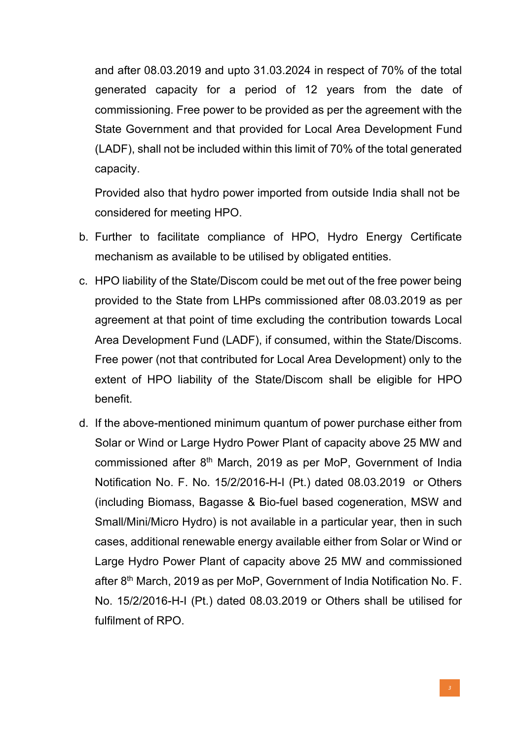and after 08.03.2019 and upto 31.03.2024 in respect of 70% of the total generated capacity for a period of 12 years from the date of commissioning. Free power to be provided as per the agreement with the State Government and that provided for Local Area Development Fund (LADF), shall not be included within this limit of 70% of the total generated capacity.

Provided also that hydro power imported from outside India shall not be considered for meeting HPO.

b. Further to facilitate compliance of HPO, Hydro Energy Certificate mechanism as available to be utilised by obligated entities.

c. HPO liability of the State/Discom could be met out of the free power being provided to the State from LHPs commissioned after 08.03.2019 as per agreement at that point of time excluding the contribution towards Local Area Development Fund (LADF), if consumed, within the State/Discoms. Free power (not that contributed for Local Area Development) only to the extent of HPO liability of the State/Discom shall be eligible for HPO benefit.

d. If the above-mentioned minimum quantum of power purchase either from Solar or Wind or Large Hydro Power Plant of capacity above 25 MW and commissioned after 8th March, 2019 as per MoP, Government of India Notification No. F. No. 15/2/2016-H-I (Pt.) dated 08.03.2019 or Others (including Biomass, Bagasse & Bio-fuel based cogeneration, MSW and Small/Mini/Micro Hydro) is not available in a particular year, then in such cases, additional renewable energy available either from Solar or Wind or Large Hydro Power Plant of capacity above 25 MW and commissioned after 8th March, 2019 as per MoP, Government of India Notification No. F. No. 15/2/2016-H-I (Pt.) dated 08.03.2019 or Others shall be utilised for fulfilment of RPO.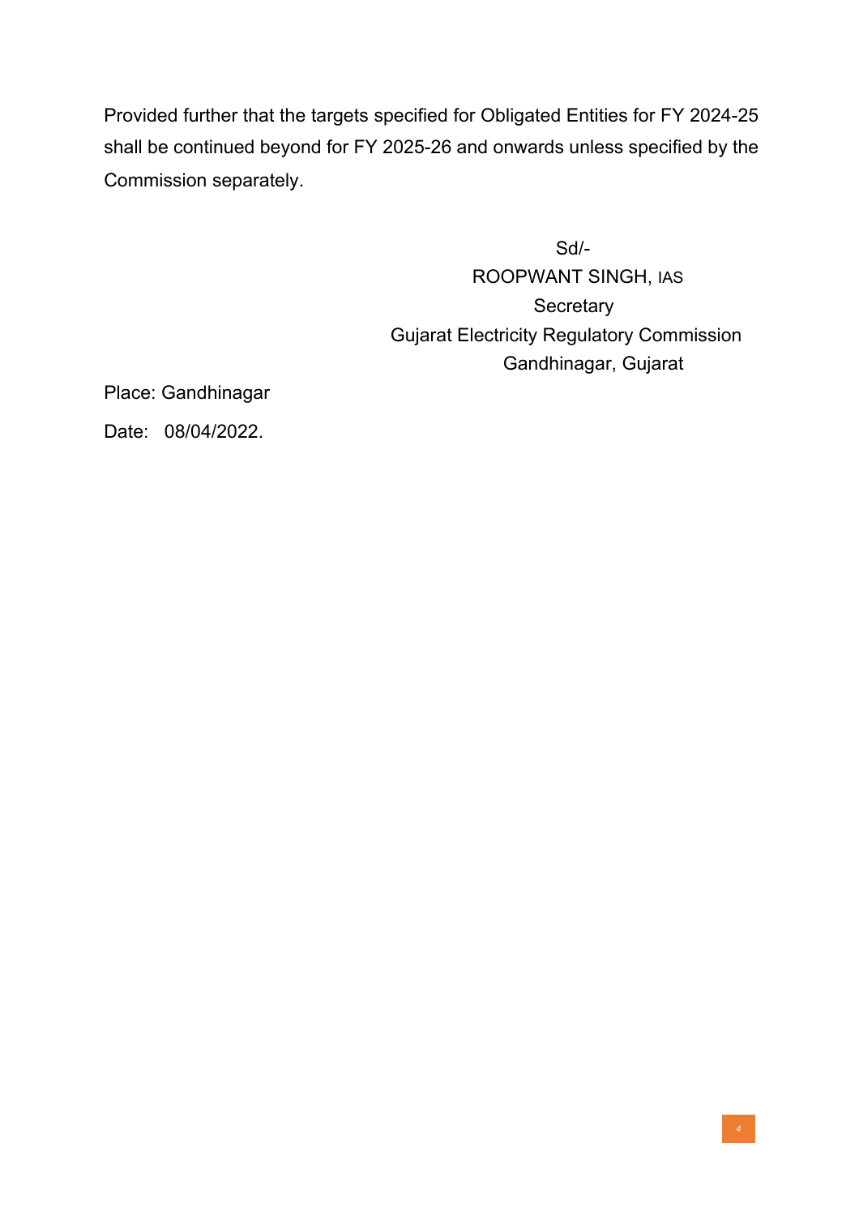Provided further that the targets specified for Obligated Entities for FY 2024-25 shall be continued beyond for FY 2025-26 and onwards unless specified by the Commission separately.

Sd/-
ROOPWANT SINGH, IAS
Secretary
Gujarat Electricity Regulatory Commission
Gandhinagar, Gujarat

Place: Gandhinagar

Date: 08/04/2022.